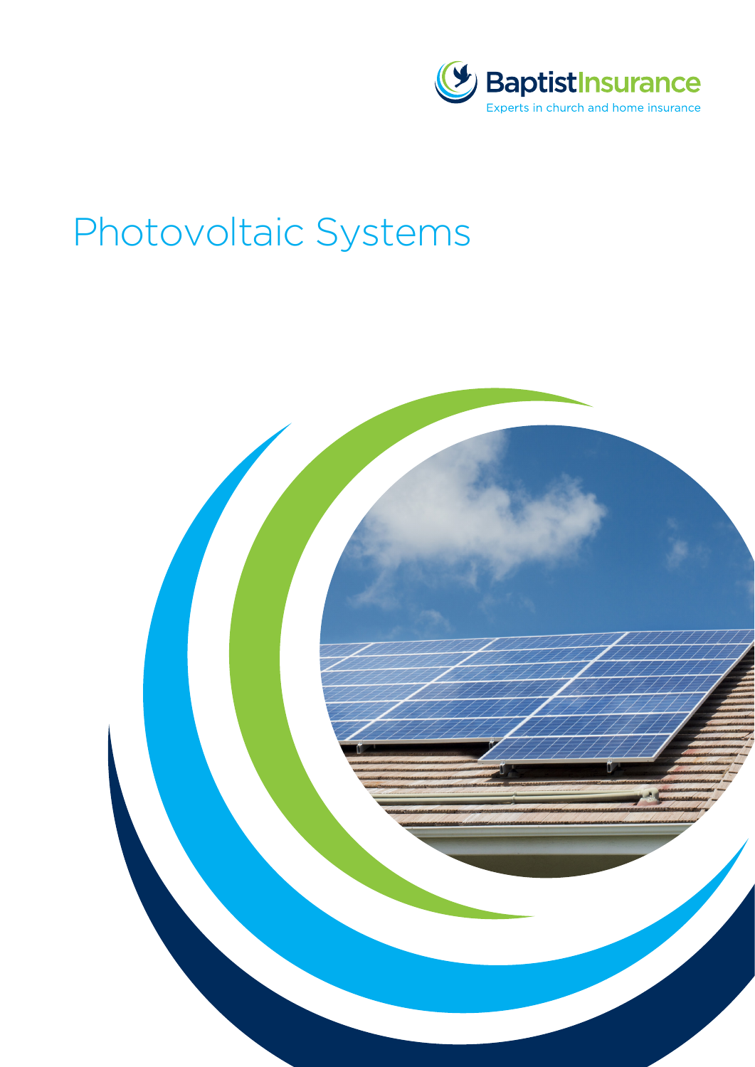BaptistInsurance

Experts in church and home insurance

# Photovoltaic Systems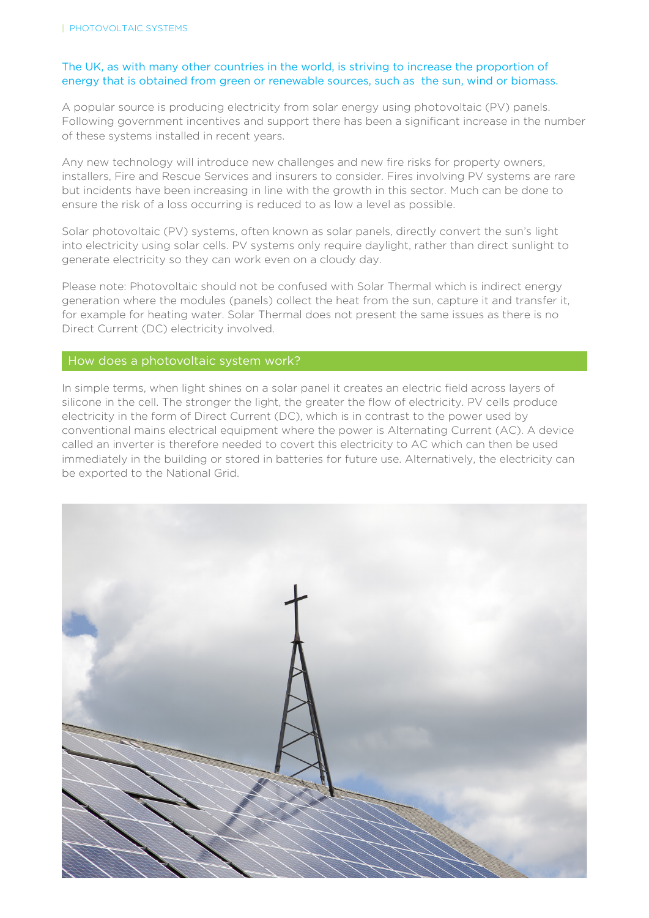The UK, as with many other countries in the world, is striving to increase the proportion of energy that is obtained from green or renewable sources, such as the sun, wind or biomass.

A popular source is producing electricity from solar energy using photovoltaic (PV) panels. Following government incentives and support there has been a significant increase in the number of these systems installed in recent years.

Any new technology will introduce new challenges and new fire risks for property owners, installers, Fire and Rescue Services and insurers to consider. Fires involving PV systems are rare but incidents have been increasing in line with the growth in this sector. Much can be done to ensure the risk of a loss occurring is reduced to as low a level as possible.

Solar photovoltaic (PV) systems, often known as solar panels, directly convert the sun's light into electricity using solar cells. PV systems only require daylight, rather than direct sunlight to generate electricity so they can work even on a cloudy day.

Please note: Photovoltaic should not be confused with Solar Thermal which is indirect energy generation where the modules (panels) collect the heat from the sun, capture it and transfer it, for example for heating water. Solar Thermal does not present the same issues as there is no Direct Current (DC) electricity involved.

## How does a photovoltaic system work?

In simple terms, when light shines on a solar panel it creates an electric field across layers of silicone in the cell. The stronger the light, the greater the flow of electricity. PV cells produce electricity in the form of Direct Current (DC), which is in contrast to the power used by conventional mains electrical equipment where the power is Alternating Current (AC). A device called an inverter is therefore needed to covert this electricity to AC which can then be used immediately in the building or stored in batteries for future use. Alternatively, the electricity can be exported to the National Grid.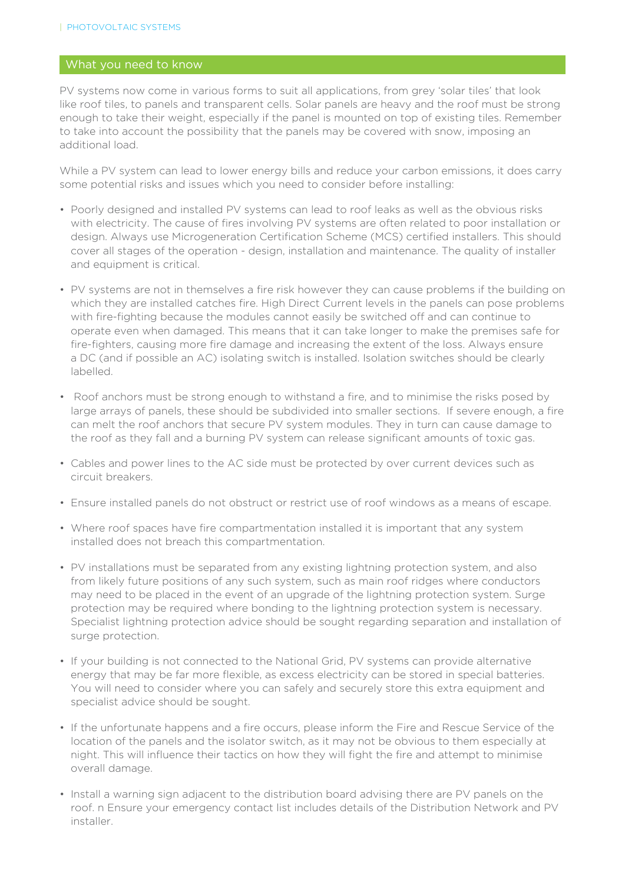## What you need to know

PV systems now come in various forms to suit all applications, from grey 'solar tiles' that look like roof tiles, to panels and transparent cells. Solar panels are heavy and the roof must be strong enough to take their weight, especially if the panel is mounted on top of existing tiles. Remember to take into account the possibility that the panels may be covered with snow, imposing an additional load.

While a PV system can lead to lower energy bills and reduce your carbon emissions, it does carry some potential risks and issues which you need to consider before installing:

- Poorly designed and installed PV systems can lead to roof leaks as well as the obvious risks with electricity. The cause of fires involving PV systems are often related to poor installation or design. Always use Microgeneration Certification Scheme (MCS) certified installers. This should cover all stages of the operation - design, installation and maintenance. The quality of installer and equipment is critical.
- PV systems are not in themselves a fire risk however they can cause problems if the building on which they are installed catches fire. High Direct Current levels in the panels can pose problems with fire-fighting because the modules cannot easily be switched off and can continue to operate even when damaged. This means that it can take longer to make the premises safe for fire-fighters, causing more fire damage and increasing the extent of the loss. Always ensure a DC (and if possible an AC) isolating switch is installed. Isolation switches should be clearly labelled.
- Roof anchors must be strong enough to withstand a fire, and to minimise the risks posed by large arrays of panels, these should be subdivided into smaller sections. If severe enough, a fire can melt the roof anchors that secure PV system modules. They in turn can cause damage to the roof as they fall and a burning PV system can release significant amounts of toxic gas.
- Cables and power lines to the AC side must be protected by over current devices such as circuit breakers.
- Ensure installed panels do not obstruct or restrict use of roof windows as a means of escape.
- Where roof spaces have fire compartmentation installed it is important that any system installed does not breach this compartmentation.
- PV installations must be separated from any existing lightning protection system, and also from likely future positions of any such system, such as main roof ridges where conductors may need to be placed in the event of an upgrade of the lightning protection system. Surge protection may be required where bonding to the lightning protection system is necessary. Specialist lightning protection advice should be sought regarding separation and installation of surge protection.
- If your building is not connected to the National Grid, PV systems can provide alternative energy that may be far more flexible, as excess electricity can be stored in special batteries. You will need to consider where you can safely and securely store this extra equipment and specialist advice should be sought.
- If the unfortunate happens and a fire occurs, please inform the Fire and Rescue Service of the location of the panels and the isolator switch, as it may not be obvious to them especially at night. This will influence their tactics on how they will fight the fire and attempt to minimise overall damage.
- Install a warning sign adjacent to the distribution board advising there are PV panels on the roof. n Ensure your emergency contact list includes details of the Distribution Network and PV installer.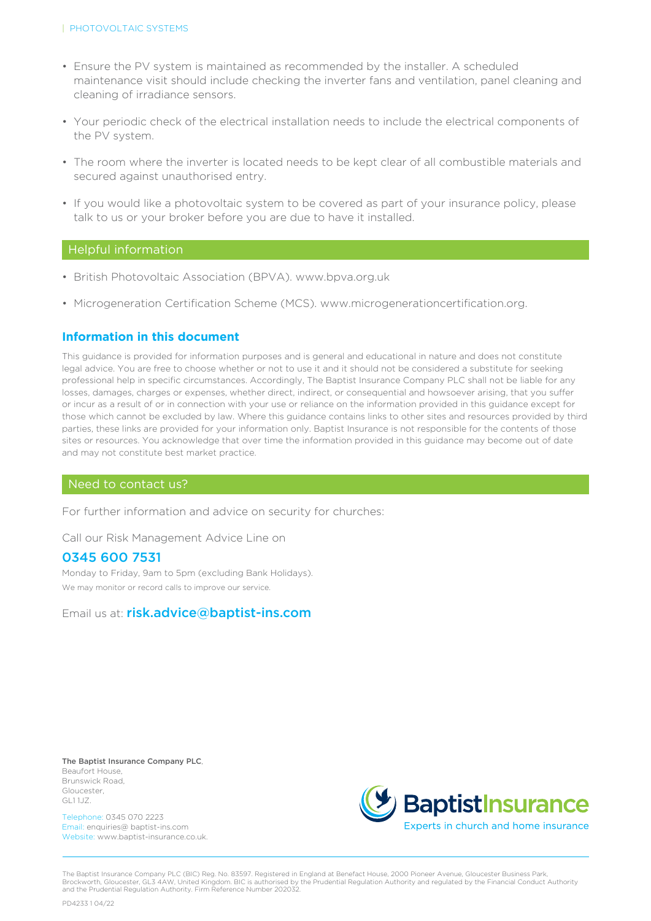- Ensure the PV system is maintained as recommended by the installer. A scheduled maintenance visit should include checking the inverter fans and ventilation, panel cleaning and cleaning of irradiance sensors.
- Your periodic check of the electrical installation needs to include the electrical components of the PV system.
- The room where the inverter is located needs to be kept clear of all combustible materials and secured against unauthorised entry.
- If you would like a photovoltaic system to be covered as part of your insurance policy, please talk to us or your broker before you are due to have it installed.

## Helpful information

- British Photovoltaic Association (BPVA). www.bpva.org.uk
- Microgeneration Certification Scheme (MCS). www.microgenerationcertification.org.

### Information in this document

This guidance is provided for information purposes and is general and educational in nature and does not constitute legal advice. You are free to choose whether or not to use it and it should not be considered a substitute for seeking professional help in specific circumstances. Accordingly, The Baptist Insurance Company PLC shall not be liable for any losses, damages, charges or expenses, whether direct, indirect, or consequential and howsoever arising, that you suffer or incur as a result of or in connection with your use or reliance on the information provided in this guidance except for those which cannot be excluded by law. Where this guidance contains links to other sites and resources provided by third parties, these links are provided for your information only. Baptist Insurance is not responsible for the contents of those sites or resources. You acknowledge that over time the information provided in this guidance may become out of date and may not constitute best market practice.

## Need to contact us?

For further information and advice on security for churches:

Call our Risk Management Advice Line on

**0345 600 7531**

Monday to Friday, 9am to 5pm (excluding Bank Holidays).

We may monitor or record calls to improve our service.

Email us at: **risk.advice@baptist-ins.com**

**The Baptist Insurance Company PLC**,
Beaufort House,
Brunswick Road,
Gloucester,
GL1 1JZ.

Telephone: 0345 070 2223
Email: enquiries@ baptist-ins.com
Website: www.baptist-insurance.co.uk.

BaptistInsurance
Experts in church and home insurance

The Baptist Insurance Company PLC (BIC) Reg. No. 83597. Registered in England at Benefact House, 2000 Pioneer Avenue, Gloucester Business Park, Brockworth, Gloucester, GL3 4AW, United Kingdom. BIC is authorised by the Prudential Regulation Authority and regulated by the Financial Conduct Authority and the Prudential Regulation Authority. Firm Reference Number 202032.

PD4233 1 04/22